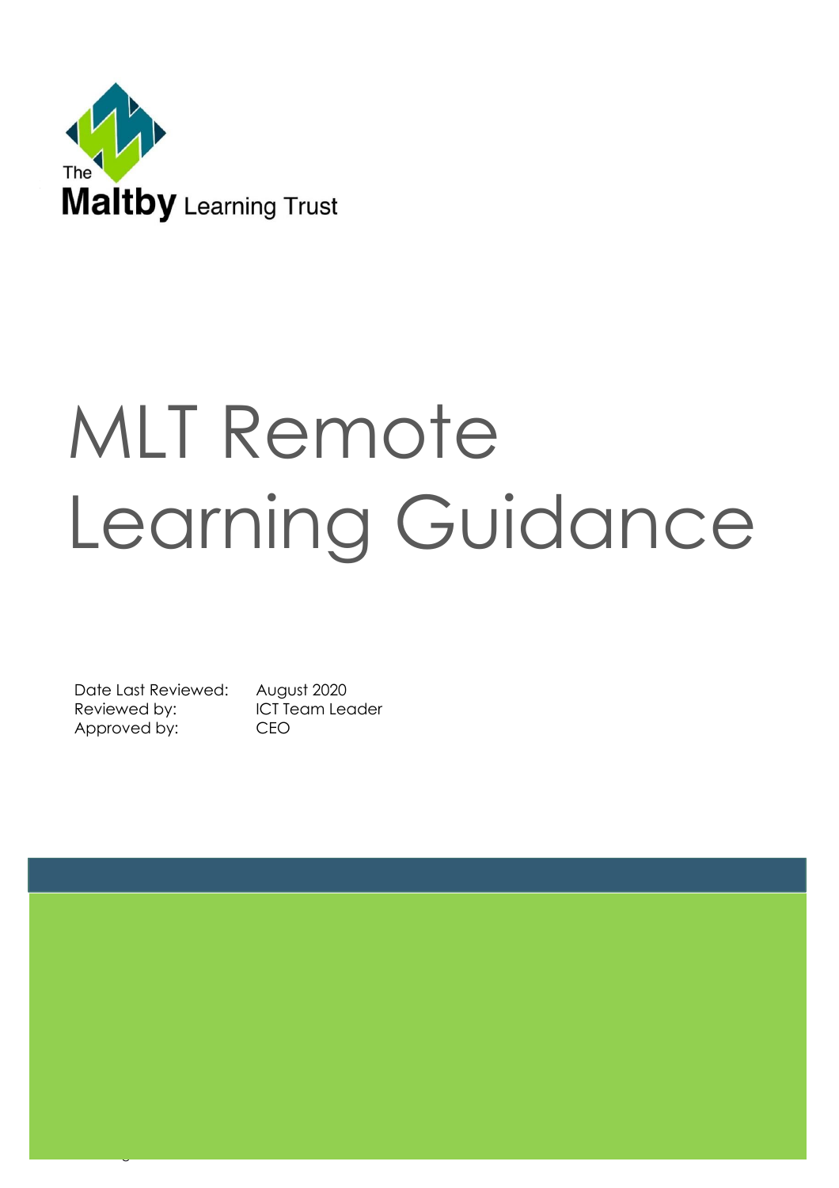The Maltby Learning Trust

# MLT Remote Learning Guidance

| | |
|---|---|
| Date Last Reviewed: | August 2020 |
| Reviewed by: | ICT Team Leader |
| Approved by: | CEO |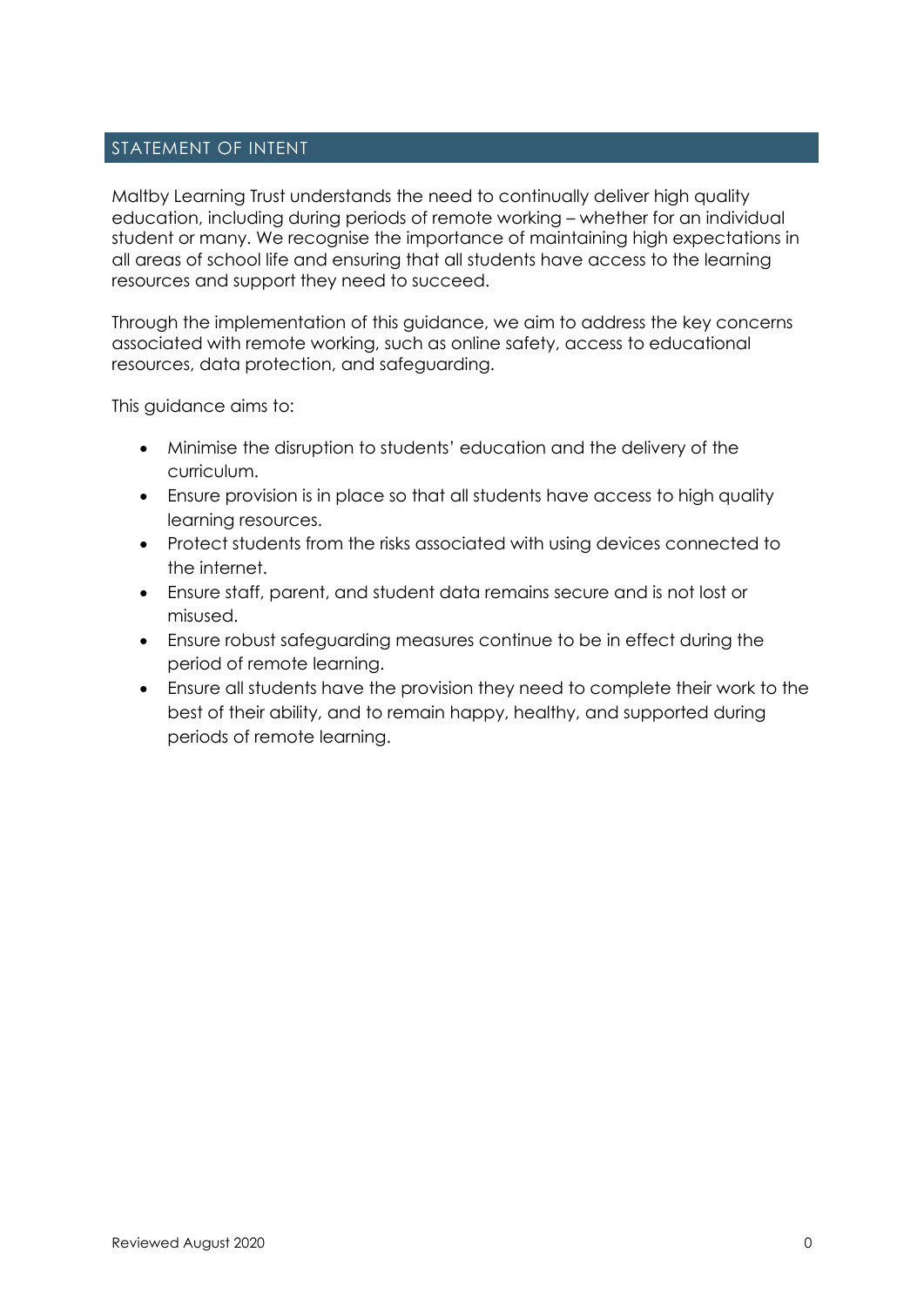## STATEMENT OF INTENT

Maltby Learning Trust understands the need to continually deliver high quality education, including during periods of remote working – whether for an individual student or many. We recognise the importance of maintaining high expectations in all areas of school life and ensuring that all students have access to the learning resources and support they need to succeed.

Through the implementation of this guidance, we aim to address the key concerns associated with remote working, such as online safety, access to educational resources, data protection, and safeguarding.

This guidance aims to:

- Minimise the disruption to students' education and the delivery of the curriculum.
- Ensure provision is in place so that all students have access to high quality learning resources.
- Protect students from the risks associated with using devices connected to the internet.
- Ensure staff, parent, and student data remains secure and is not lost or misused.
- Ensure robust safeguarding measures continue to be in effect during the period of remote learning.
- Ensure all students have the provision they need to complete their work to the best of their ability, and to remain happy, healthy, and supported during periods of remote learning.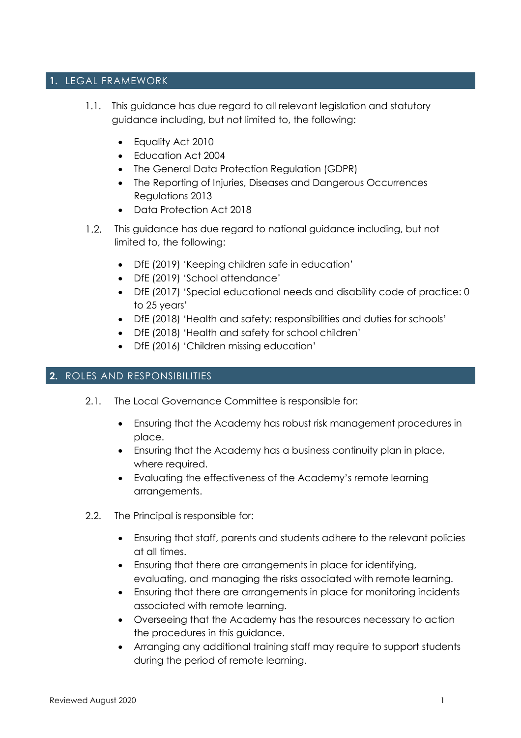## 1. LEGAL FRAMEWORK

1.1. This guidance has due regard to all relevant legislation and statutory guidance including, but not limited to, the following:

- Equality Act 2010
- Education Act 2004
- The General Data Protection Regulation (GDPR)
- The Reporting of Injuries, Diseases and Dangerous Occurrences Regulations 2013
- Data Protection Act 2018

1.2. This guidance has due regard to national guidance including, but not limited to, the following:

- DfE (2019) 'Keeping children safe in education'
- DfE (2019) 'School attendance'
- DfE (2017) 'Special educational needs and disability code of practice: 0 to 25 years'
- DfE (2018) 'Health and safety: responsibilities and duties for schools'
- DfE (2018) 'Health and safety for school children'
- DfE (2016) 'Children missing education'

## 2. ROLES AND RESPONSIBILITIES

2.1. The Local Governance Committee is responsible for:

- Ensuring that the Academy has robust risk management procedures in place.
- Ensuring that the Academy has a business continuity plan in place, where required.
- Evaluating the effectiveness of the Academy's remote learning arrangements.

2.2. The Principal is responsible for:

- Ensuring that staff, parents and students adhere to the relevant policies at all times.
- Ensuring that there are arrangements in place for identifying, evaluating, and managing the risks associated with remote learning.
- Ensuring that there are arrangements in place for monitoring incidents associated with remote learning.
- Overseeing that the Academy has the resources necessary to action the procedures in this guidance.
- Arranging any additional training staff may require to support students during the period of remote learning.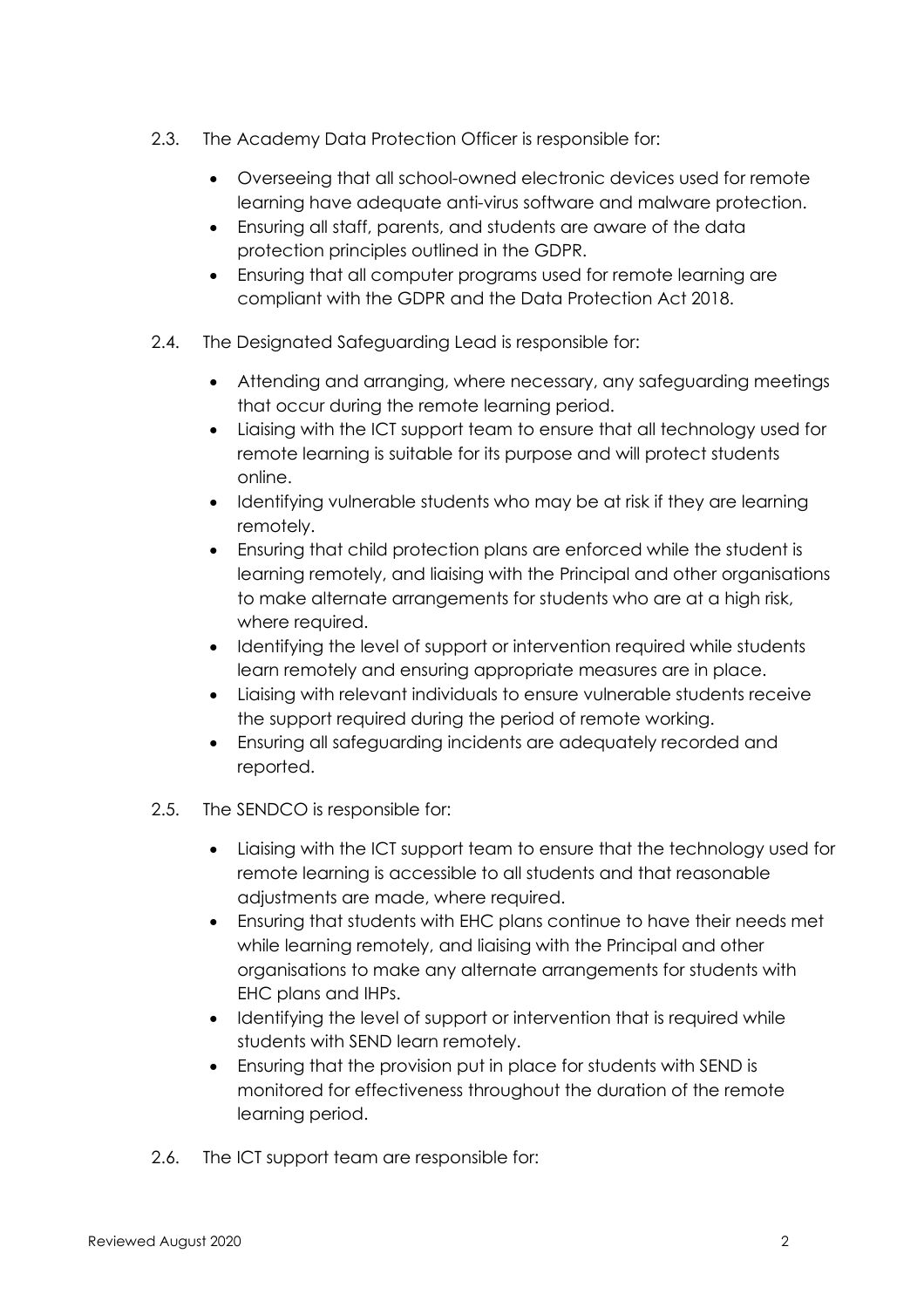2.3. The Academy Data Protection Officer is responsible for:

- Overseeing that all school-owned electronic devices used for remote learning have adequate anti-virus software and malware protection.
- Ensuring all staff, parents, and students are aware of the data protection principles outlined in the GDPR.
- Ensuring that all computer programs used for remote learning are compliant with the GDPR and the Data Protection Act 2018.

2.4. The Designated Safeguarding Lead is responsible for:

- Attending and arranging, where necessary, any safeguarding meetings that occur during the remote learning period.
- Liaising with the ICT support team to ensure that all technology used for remote learning is suitable for its purpose and will protect students online.
- Identifying vulnerable students who may be at risk if they are learning remotely.
- Ensuring that child protection plans are enforced while the student is learning remotely, and liaising with the Principal and other organisations to make alternate arrangements for students who are at a high risk, where required.
- Identifying the level of support or intervention required while students learn remotely and ensuring appropriate measures are in place.
- Liaising with relevant individuals to ensure vulnerable students receive the support required during the period of remote working.
- Ensuring all safeguarding incidents are adequately recorded and reported.

2.5. The SENDCO is responsible for:

- Liaising with the ICT support team to ensure that the technology used for remote learning is accessible to all students and that reasonable adjustments are made, where required.
- Ensuring that students with EHC plans continue to have their needs met while learning remotely, and liaising with the Principal and other organisations to make any alternate arrangements for students with EHC plans and IHPs.
- Identifying the level of support or intervention that is required while students with SEND learn remotely.
- Ensuring that the provision put in place for students with SEND is monitored for effectiveness throughout the duration of the remote learning period.

2.6. The ICT support team are responsible for: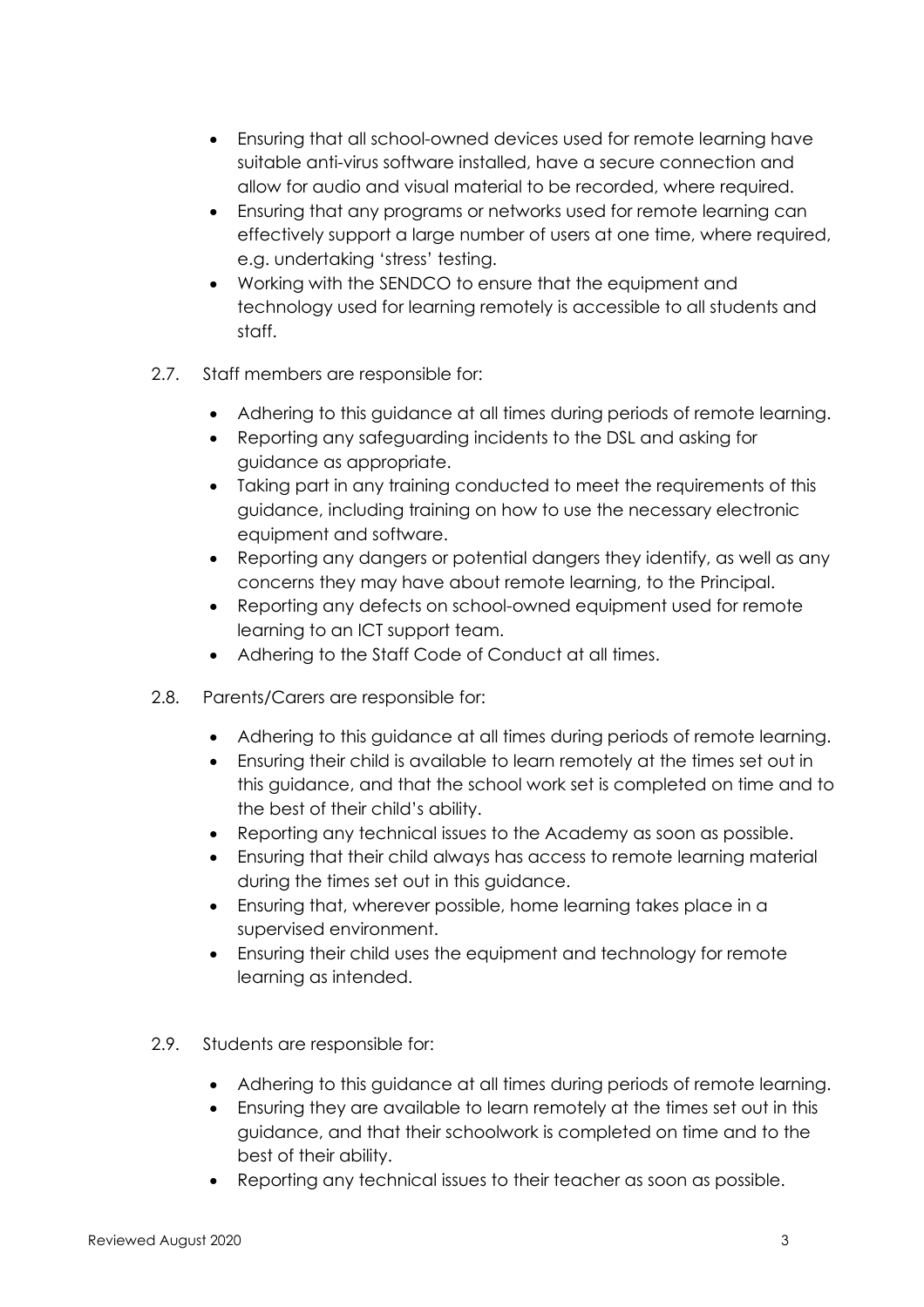- Ensuring that all school-owned devices used for remote learning have suitable anti-virus software installed, have a secure connection and allow for audio and visual material to be recorded, where required.
- Ensuring that any programs or networks used for remote learning can effectively support a large number of users at one time, where required, e.g. undertaking 'stress' testing.
- Working with the SENDCO to ensure that the equipment and technology used for learning remotely is accessible to all students and staff.

2.7. Staff members are responsible for:

- Adhering to this guidance at all times during periods of remote learning.
- Reporting any safeguarding incidents to the DSL and asking for guidance as appropriate.
- Taking part in any training conducted to meet the requirements of this guidance, including training on how to use the necessary electronic equipment and software.
- Reporting any dangers or potential dangers they identify, as well as any concerns they may have about remote learning, to the Principal.
- Reporting any defects on school-owned equipment used for remote learning to an ICT support team.
- Adhering to the Staff Code of Conduct at all times.

2.8. Parents/Carers are responsible for:

- Adhering to this guidance at all times during periods of remote learning.
- Ensuring their child is available to learn remotely at the times set out in this guidance, and that the school work set is completed on time and to the best of their child's ability.
- Reporting any technical issues to the Academy as soon as possible.
- Ensuring that their child always has access to remote learning material during the times set out in this guidance.
- Ensuring that, wherever possible, home learning takes place in a supervised environment.
- Ensuring their child uses the equipment and technology for remote learning as intended.

2.9. Students are responsible for:

- Adhering to this guidance at all times during periods of remote learning.
- Ensuring they are available to learn remotely at the times set out in this guidance, and that their schoolwork is completed on time and to the best of their ability.
- Reporting any technical issues to their teacher as soon as possible.

Reviewed August 2020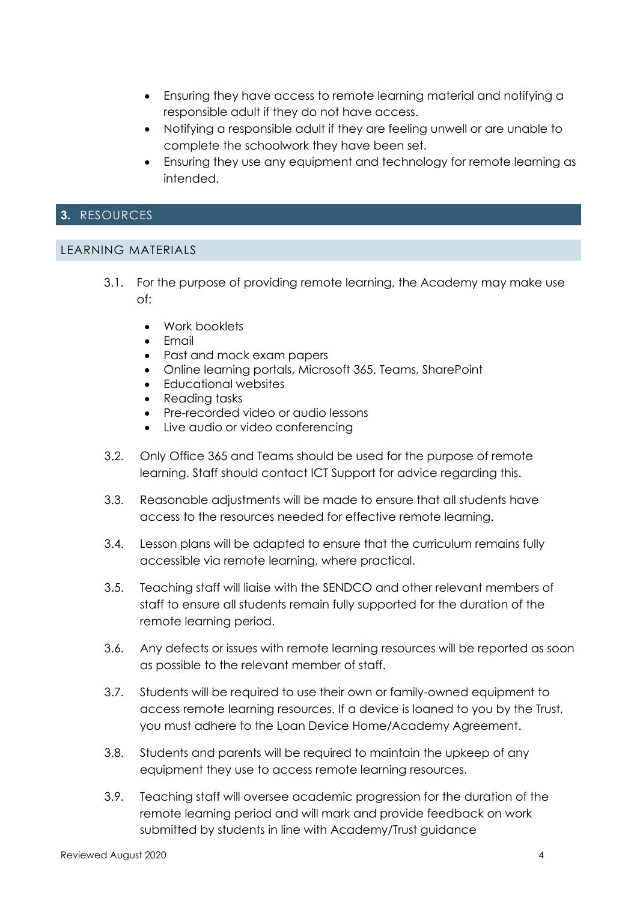- Ensuring they have access to remote learning material and notifying a responsible adult if they do not have access.
- Notifying a responsible adult if they are feeling unwell or are unable to complete the schoolwork they have been set.
- Ensuring they use any equipment and technology for remote learning as intended.

## 3. RESOURCES

### LEARNING MATERIALS

3.1. For the purpose of providing remote learning, the Academy may make use of:

- Work booklets
- Email
- Past and mock exam papers
- Online learning portals, Microsoft 365, Teams, SharePoint
- Educational websites
- Reading tasks
- Pre-recorded video or audio lessons
- Live audio or video conferencing

3.2. Only Office 365 and Teams should be used for the purpose of remote learning. Staff should contact ICT Support for advice regarding this.

3.3. Reasonable adjustments will be made to ensure that all students have access to the resources needed for effective remote learning.

3.4. Lesson plans will be adapted to ensure that the curriculum remains fully accessible via remote learning, where practical.

3.5. Teaching staff will liaise with the SENDCO and other relevant members of staff to ensure all students remain fully supported for the duration of the remote learning period.

3.6. Any defects or issues with remote learning resources will be reported as soon as possible to the relevant member of staff.

3.7. Students will be required to use their own or family-owned equipment to access remote learning resources. If a device is loaned to you by the Trust, you must adhere to the Loan Device Home/Academy Agreement.

3.8. Students and parents will be required to maintain the upkeep of any equipment they use to access remote learning resources.

3.9. Teaching staff will oversee academic progression for the duration of the remote learning period and will mark and provide feedback on work submitted by students in line with Academy/Trust guidance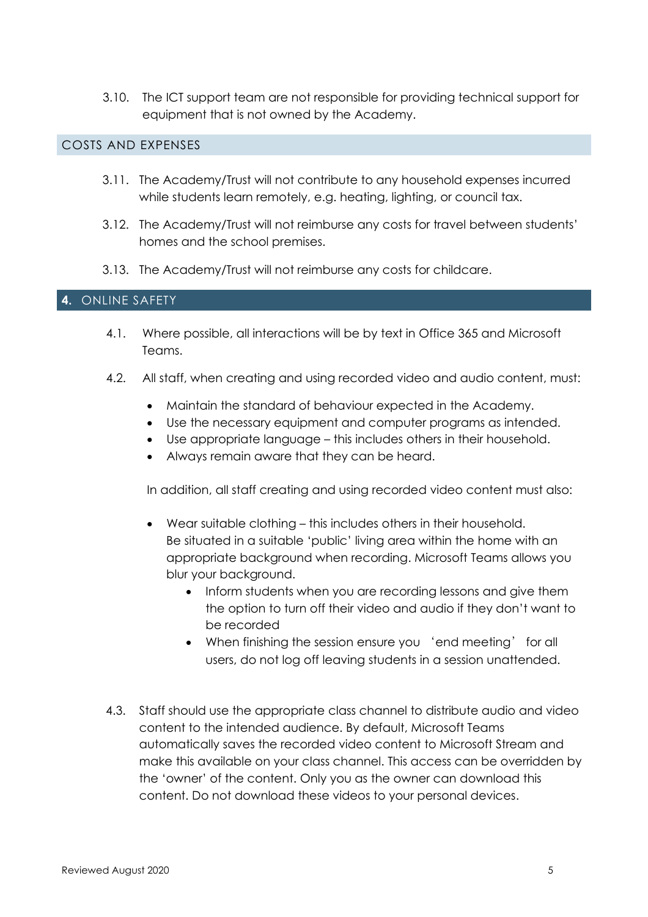3.10. The ICT support team are not responsible for providing technical support for equipment that is not owned by the Academy.

### COSTS AND EXPENSES

3.11. The Academy/Trust will not contribute to any household expenses incurred while students learn remotely, e.g. heating, lighting, or council tax.

3.12. The Academy/Trust will not reimburse any costs for travel between students' homes and the school premises.

3.13. The Academy/Trust will not reimburse any costs for childcare.

## 4. ONLINE SAFETY

4.1. Where possible, all interactions will be by text in Office 365 and Microsoft Teams.

4.2. All staff, when creating and using recorded video and audio content, must:

- Maintain the standard of behaviour expected in the Academy.
- Use the necessary equipment and computer programs as intended.
- Use appropriate language – this includes others in their household.
- Always remain aware that they can be heard.

In addition, all staff creating and using recorded video content must also:

- Wear suitable clothing – this includes others in their household. Be situated in a suitable 'public' living area within the home with an appropriate background when recording. Microsoft Teams allows you blur your background.
  - Inform students when you are recording lessons and give them the option to turn off their video and audio if they don't want to be recorded
  - When finishing the session ensure you 'end meeting' for all users, do not log off leaving students in a session unattended.

4.3. Staff should use the appropriate class channel to distribute audio and video content to the intended audience. By default, Microsoft Teams automatically saves the recorded video content to Microsoft Stream and make this available on your class channel. This access can be overridden by the 'owner' of the content. Only you as the owner can download this content. Do not download these videos to your personal devices.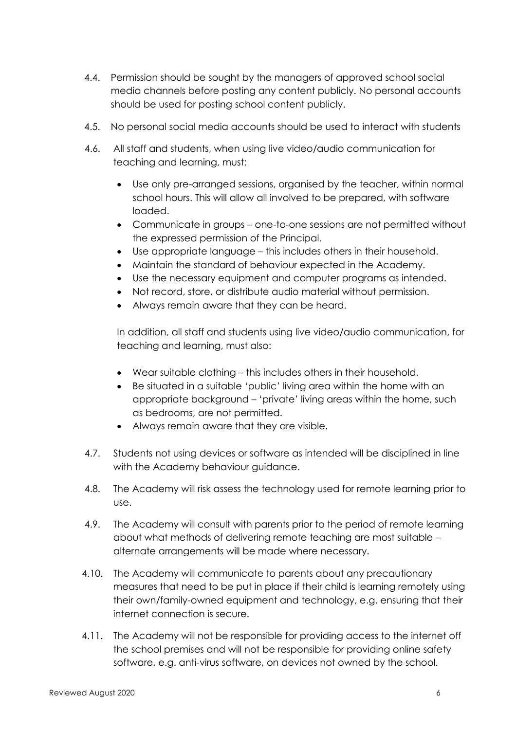4.4. Permission should be sought by the managers of approved school social media channels before posting any content publicly. No personal accounts should be used for posting school content publicly.

4.5. No personal social media accounts should be used to interact with students

4.6. All staff and students, when using live video/audio communication for teaching and learning, must:

- Use only pre-arranged sessions, organised by the teacher, within normal school hours. This will allow all involved to be prepared, with software loaded.
- Communicate in groups – one-to-one sessions are not permitted without the expressed permission of the Principal.
- Use appropriate language – this includes others in their household.
- Maintain the standard of behaviour expected in the Academy.
- Use the necessary equipment and computer programs as intended.
- Not record, store, or distribute audio material without permission.
- Always remain aware that they can be heard.

In addition, all staff and students using live video/audio communication, for teaching and learning, must also:

- Wear suitable clothing – this includes others in their household.
- Be situated in a suitable 'public' living area within the home with an appropriate background – 'private' living areas within the home, such as bedrooms, are not permitted.
- Always remain aware that they are visible.

4.7. Students not using devices or software as intended will be disciplined in line with the Academy behaviour guidance.

4.8. The Academy will risk assess the technology used for remote learning prior to use.

4.9. The Academy will consult with parents prior to the period of remote learning about what methods of delivering remote teaching are most suitable – alternate arrangements will be made where necessary.

4.10. The Academy will communicate to parents about any precautionary measures that need to be put in place if their child is learning remotely using their own/family-owned equipment and technology, e.g. ensuring that their internet connection is secure.

4.11. The Academy will not be responsible for providing access to the internet off the school premises and will not be responsible for providing online safety software, e.g. anti-virus software, on devices not owned by the school.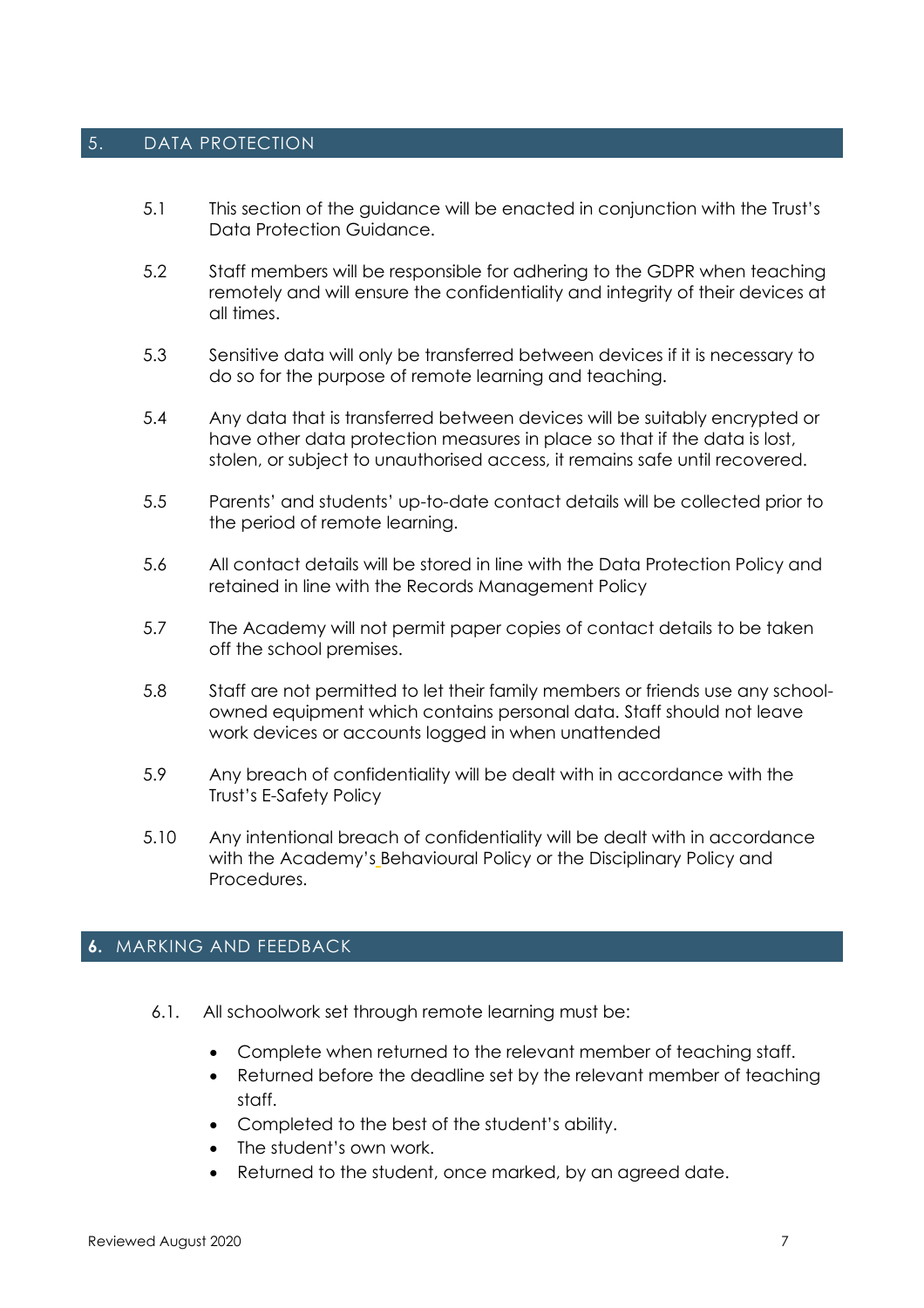## 5. DATA PROTECTION

5.1 This section of the guidance will be enacted in conjunction with the Trust's Data Protection Guidance.

5.2 Staff members will be responsible for adhering to the GDPR when teaching remotely and will ensure the confidentiality and integrity of their devices at all times.

5.3 Sensitive data will only be transferred between devices if it is necessary to do so for the purpose of remote learning and teaching.

5.4 Any data that is transferred between devices will be suitably encrypted or have other data protection measures in place so that if the data is lost, stolen, or subject to unauthorised access, it remains safe until recovered.

5.5 Parents' and students' up-to-date contact details will be collected prior to the period of remote learning.

5.6 All contact details will be stored in line with the Data Protection Policy and retained in line with the Records Management Policy

5.7 The Academy will not permit paper copies of contact details to be taken off the school premises.

5.8 Staff are not permitted to let their family members or friends use any school-owned equipment which contains personal data. Staff should not leave work devices or accounts logged in when unattended

5.9 Any breach of confidentiality will be dealt with in accordance with the Trust's E-Safety Policy

5.10 Any intentional breach of confidentiality will be dealt with in accordance with the Academy's Behavioural Policy or the Disciplinary Policy and Procedures.

## 6. MARKING AND FEEDBACK

6.1. All schoolwork set through remote learning must be:

- Complete when returned to the relevant member of teaching staff.
- Returned before the deadline set by the relevant member of teaching staff.
- Completed to the best of the student's ability.
- The student's own work.
- Returned to the student, once marked, by an agreed date.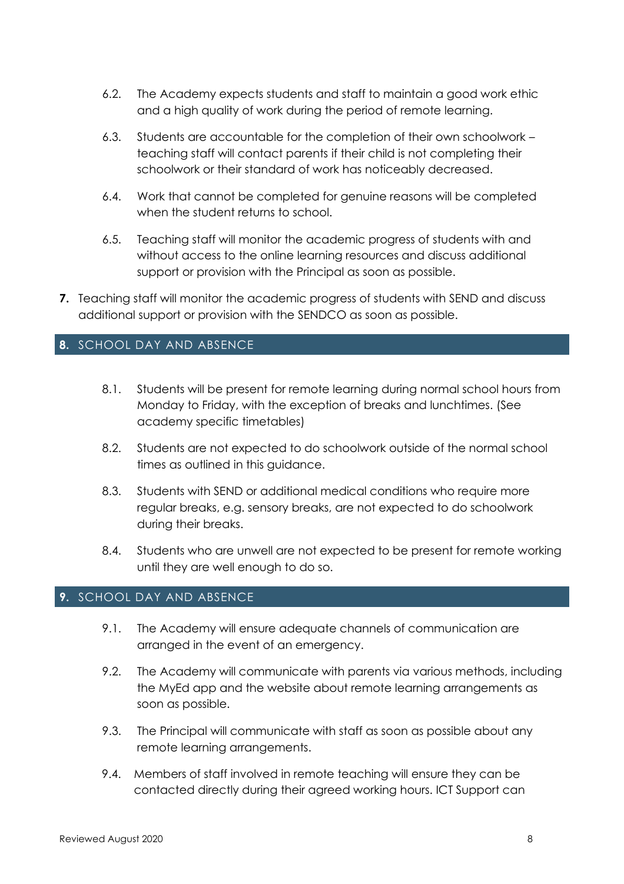6.2. The Academy expects students and staff to maintain a good work ethic and a high quality of work during the period of remote learning.

6.3. Students are accountable for the completion of their own schoolwork – teaching staff will contact parents if their child is not completing their schoolwork or their standard of work has noticeably decreased.

6.4. Work that cannot be completed for genuine reasons will be completed when the student returns to school.

6.5. Teaching staff will monitor the academic progress of students with and without access to the online learning resources and discuss additional support or provision with the Principal as soon as possible.

**7.** Teaching staff will monitor the academic progress of students with SEND and discuss additional support or provision with the SENDCO as soon as possible.

## 8. SCHOOL DAY AND ABSENCE

8.1. Students will be present for remote learning during normal school hours from Monday to Friday, with the exception of breaks and lunchtimes. (See academy specific timetables)

8.2. Students are not expected to do schoolwork outside of the normal school times as outlined in this guidance.

8.3. Students with SEND or additional medical conditions who require more regular breaks, e.g. sensory breaks, are not expected to do schoolwork during their breaks.

8.4. Students who are unwell are not expected to be present for remote working until they are well enough to do so.

## 9. SCHOOL DAY AND ABSENCE

9.1. The Academy will ensure adequate channels of communication are arranged in the event of an emergency.

9.2. The Academy will communicate with parents via various methods, including the MyEd app and the website about remote learning arrangements as soon as possible.

9.3. The Principal will communicate with staff as soon as possible about any remote learning arrangements.

9.4. Members of staff involved in remote teaching will ensure they can be contacted directly during their agreed working hours. ICT Support can

Reviewed August 2020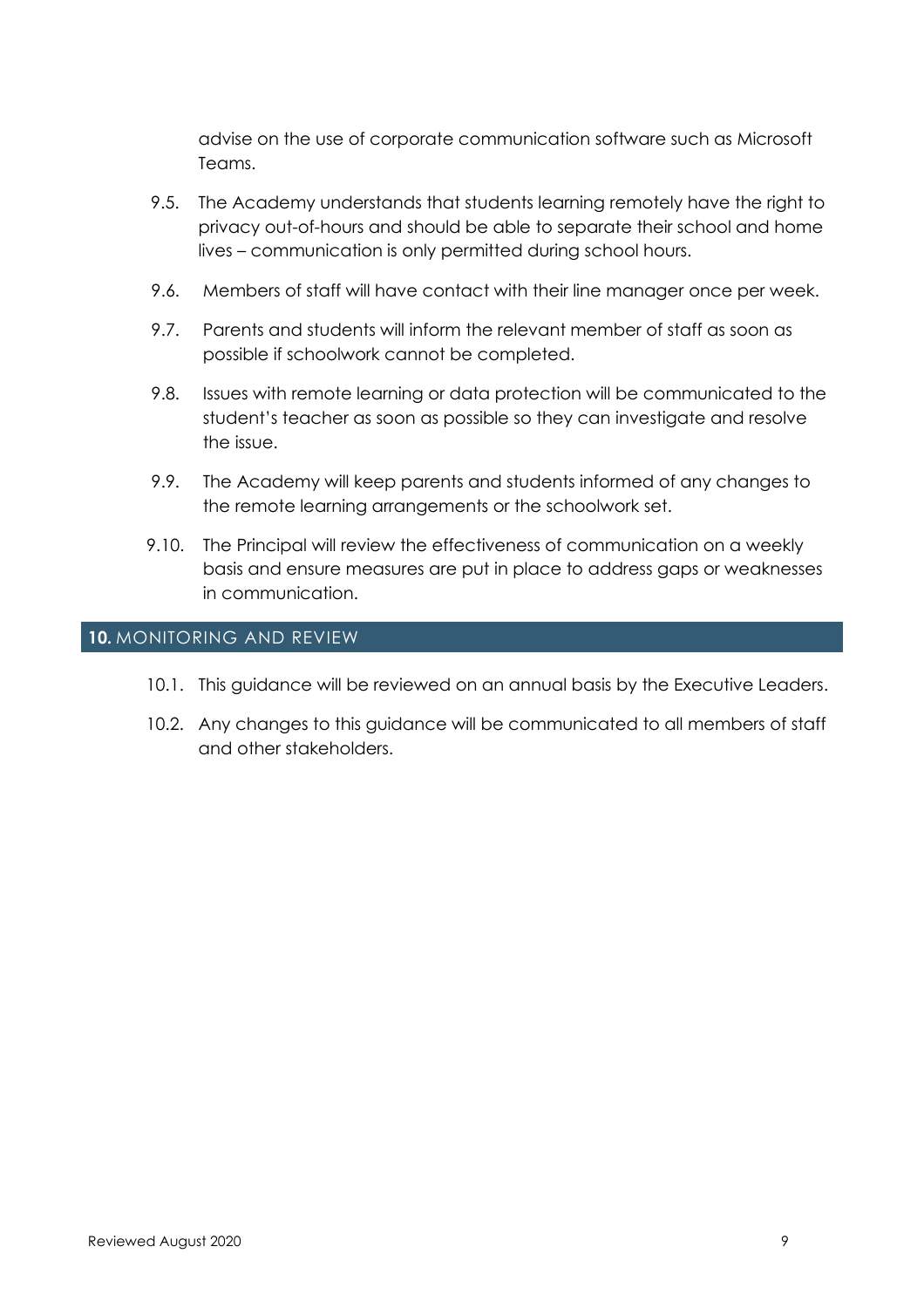advise on the use of corporate communication software such as Microsoft Teams.

9.5. The Academy understands that students learning remotely have the right to privacy out-of-hours and should be able to separate their school and home lives – communication is only permitted during school hours.

9.6. Members of staff will have contact with their line manager once per week.

9.7. Parents and students will inform the relevant member of staff as soon as possible if schoolwork cannot be completed.

9.8. Issues with remote learning or data protection will be communicated to the student's teacher as soon as possible so they can investigate and resolve the issue.

9.9. The Academy will keep parents and students informed of any changes to the remote learning arrangements or the schoolwork set.

9.10. The Principal will review the effectiveness of communication on a weekly basis and ensure measures are put in place to address gaps or weaknesses in communication.

## **10.** MONITORING AND REVIEW

10.1. This guidance will be reviewed on an annual basis by the Executive Leaders.

10.2. Any changes to this guidance will be communicated to all members of staff and other stakeholders.